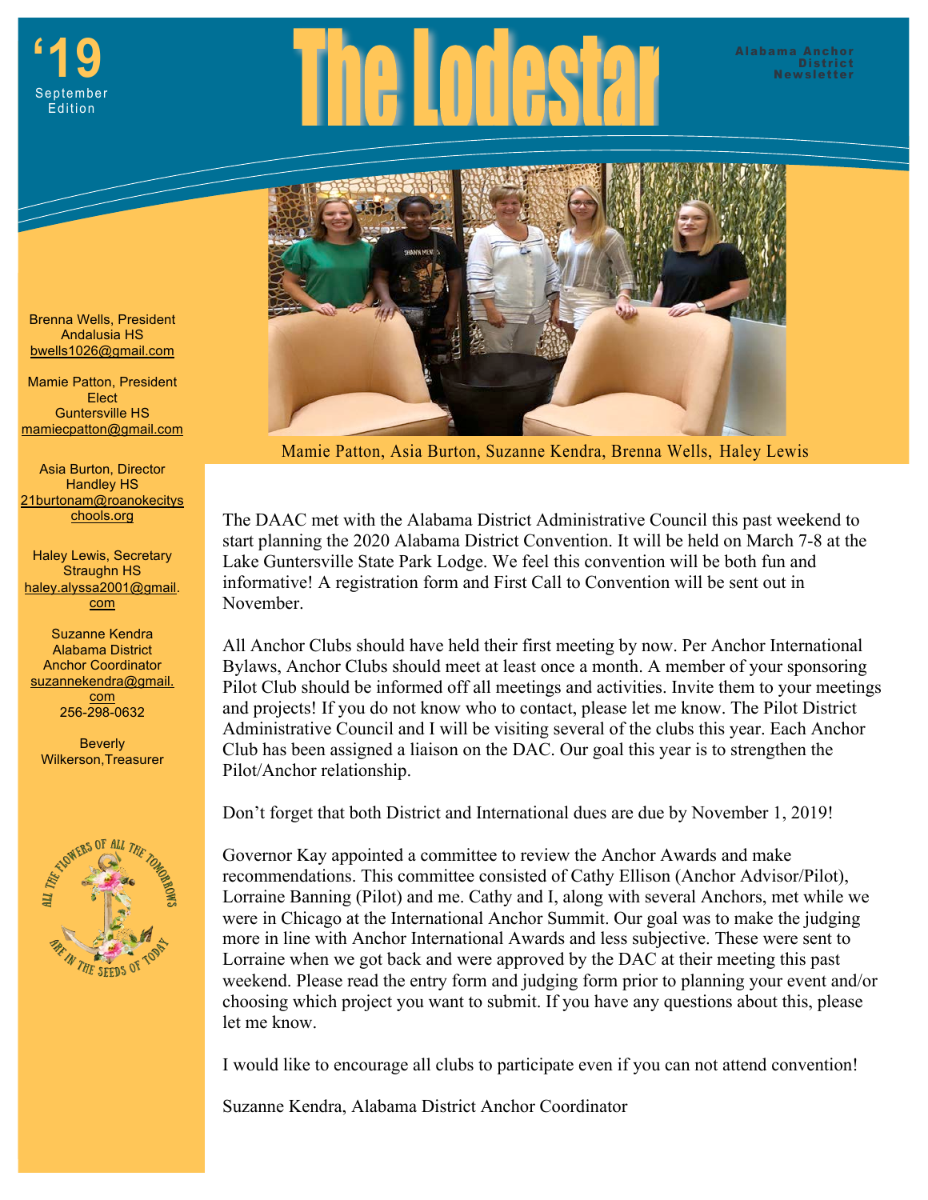'19
September Edition

# The Lodestar

Alabama Anchor District Newsletter

Brenna Wells, President
Andalusia HS
bwells1026@gmail.com

Mamie Patton, President Elect
Guntersville HS
mamiecpatton@gmail.com

Asia Burton, Director
Handley HS
21burtonam@roanokecityschools.org

Haley Lewis, Secretary
Straughn HS
haley.alyssa2001@gmail.com

Suzanne Kendra
Alabama District Anchor Coordinator
suzannekendra@gmail.com
256-298-0632

Beverly Wilkerson, Treasurer

ALL THE FLOWERS OF ALL THE TOMORROWS ARE IN THE SEEDS OF TODAY

Mamie Patton, Asia Burton, Suzanne Kendra, Brenna Wells, Haley Lewis

The DAAC met with the Alabama District Administrative Council this past weekend to start planning the 2020 Alabama District Convention. It will be held on March 7-8 at the Lake Guntersville State Park Lodge. We feel this convention will be both fun and informative! A registration form and First Call to Convention will be sent out in November.

All Anchor Clubs should have held their first meeting by now. Per Anchor International Bylaws, Anchor Clubs should meet at least once a month. A member of your sponsoring Pilot Club should be informed off all meetings and activities. Invite them to your meetings and projects! If you do not know who to contact, please let me know. The Pilot District Administrative Council and I will be visiting several of the clubs this year. Each Anchor Club has been assigned a liaison on the DAC. Our goal this year is to strengthen the Pilot/Anchor relationship.

Don't forget that both District and International dues are due by November 1, 2019!

Governor Kay appointed a committee to review the Anchor Awards and make recommendations. This committee consisted of Cathy Ellison (Anchor Advisor/Pilot), Lorraine Banning (Pilot) and me. Cathy and I, along with several Anchors, met while we were in Chicago at the International Anchor Summit. Our goal was to make the judging more in line with Anchor International Awards and less subjective. These were sent to Lorraine when we got back and were approved by the DAC at their meeting this past weekend. Please read the entry form and judging form prior to planning your event and/or choosing which project you want to submit. If you have any questions about this, please let me know.

I would like to encourage all clubs to participate even if you can not attend convention!

Suzanne Kendra, Alabama District Anchor Coordinator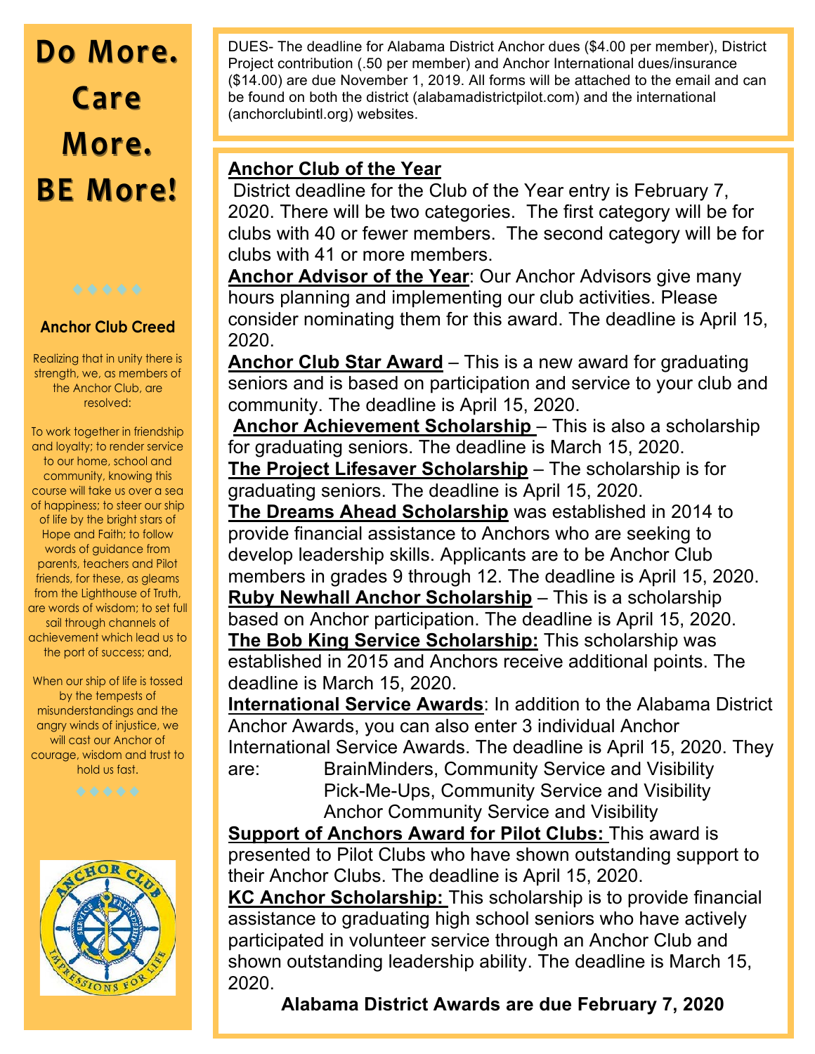# Do More. Care More. BE More!

### Anchor Club Creed

Realizing that in unity there is strength, we, as members of the Anchor Club, are resolved:

To work together in friendship and loyalty; to render service to our home, school and community, knowing this course will take us over a sea of happiness; to steer our ship of life by the bright stars of Hope and Faith; to follow words of guidance from parents, teachers and Pilot friends, for these, as gleams from the Lighthouse of Truth, are words of wisdom; to set full sail through channels of achievement which lead us to the port of success; and,

When our ship of life is tossed by the tempests of misunderstandings and the angry winds of injustice, we will cast our Anchor of courage, wisdom and trust to hold us fast.

DUES- The deadline for Alabama District Anchor dues ($4.00 per member), District Project contribution (.50 per member) and Anchor International dues/insurance ($14.00) are due November 1, 2019. All forms will be attached to the email and can be found on both the district (alabamadistrictpilot.com) and the international (anchorclubintl.org) websites.

**Anchor Club of the Year**
District deadline for the Club of the Year entry is February 7, 2020. There will be two categories. The first category will be for clubs with 40 or fewer members. The second category will be for clubs with 41 or more members.

**Anchor Advisor of the Year**: Our Anchor Advisors give many hours planning and implementing our club activities. Please consider nominating them for this award. The deadline is April 15, 2020.

**Anchor Club Star Award** – This is a new award for graduating seniors and is based on participation and service to your club and community. The deadline is April 15, 2020.

**Anchor Achievement Scholarship** – This is also a scholarship for graduating seniors. The deadline is March 15, 2020.

**The Project Lifesaver Scholarship** – The scholarship is for graduating seniors. The deadline is April 15, 2020.

**The Dreams Ahead Scholarship** was established in 2014 to provide financial assistance to Anchors who are seeking to develop leadership skills. Applicants are to be Anchor Club members in grades 9 through 12. The deadline is April 15, 2020.

**Ruby Newhall Anchor Scholarship** – This is a scholarship based on Anchor participation. The deadline is April 15, 2020.

**The Bob King Service Scholarship:** This scholarship was established in 2015 and Anchors receive additional points. The deadline is March 15, 2020.

**International Service Awards**: In addition to the Alabama District Anchor Awards, you can also enter 3 individual Anchor International Service Awards. The deadline is April 15, 2020. They are:
- BrainMinders, Community Service and Visibility
- Pick-Me-Ups, Community Service and Visibility
- Anchor Community Service and Visibility

**Support of Anchors Award for Pilot Clubs:** This award is presented to Pilot Clubs who have shown outstanding support to their Anchor Clubs. The deadline is April 15, 2020.

**KC Anchor Scholarship:** This scholarship is to provide financial assistance to graduating high school seniors who have actively participated in volunteer service through an Anchor Club and shown outstanding leadership ability. The deadline is March 15, 2020.

**Alabama District Awards are due February 7, 2020**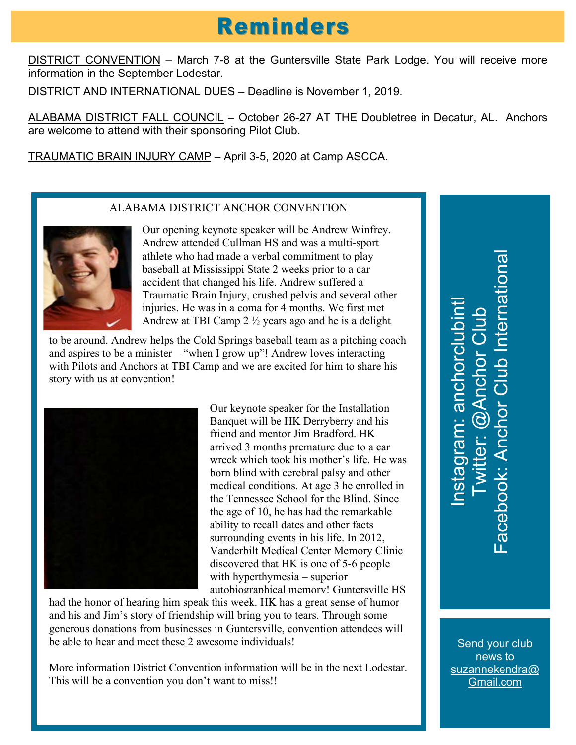# Reminders

DISTRICT CONVENTION – March 7-8 at the Guntersville State Park Lodge. You will receive more information in the September Lodestar.

DISTRICT AND INTERNATIONAL DUES – Deadline is November 1, 2019.

ALABAMA DISTRICT FALL COUNCIL – October 26-27 AT THE Doubletree in Decatur, AL. Anchors are welcome to attend with their sponsoring Pilot Club.

TRAUMATIC BRAIN INJURY CAMP – April 3-5, 2020 at Camp ASCCA.

## ALABAMA DISTRICT ANCHOR CONVENTION

Our opening keynote speaker will be Andrew Winfrey. Andrew attended Cullman HS and was a multi-sport athlete who had made a verbal commitment to play baseball at Mississippi State 2 weeks prior to a car accident that changed his life. Andrew suffered a Traumatic Brain Injury, crushed pelvis and several other injuries. He was in a coma for 4 months. We first met Andrew at TBI Camp 2 ½ years ago and he is a delight to be around. Andrew helps the Cold Springs baseball team as a pitching coach and aspires to be a minister – "when I grow up"! Andrew loves interacting with Pilots and Anchors at TBI Camp and we are excited for him to share his story with us at convention!

Our keynote speaker for the Installation Banquet will be HK Derryberry and his friend and mentor Jim Bradford. HK arrived 3 months premature due to a car wreck which took his mother's life. He was born blind with cerebral palsy and other medical conditions. At age 3 he enrolled in the Tennessee School for the Blind. Since the age of 10, he has had the remarkable ability to recall dates and other facts surrounding events in his life. In 2012, Vanderbilt Medical Center Memory Clinic discovered that HK is one of 5-6 people with hyperthymesia – superior autobiographical memory! Guntersville HS had the honor of hearing him speak this week. HK has a great sense of humor and his and Jim's story of friendship will bring you to tears. Through some generous donations from businesses in Guntersville, convention attendees will be able to hear and meet these 2 awesome individuals!

More information District Convention information will be in the next Lodestar. This will be a convention you don't want to miss!!

Instagram: anchorclubintl
Twitter: @Anchor Club
Facebook: Anchor Club International

Send your club news to suzannekendra@Gmail.com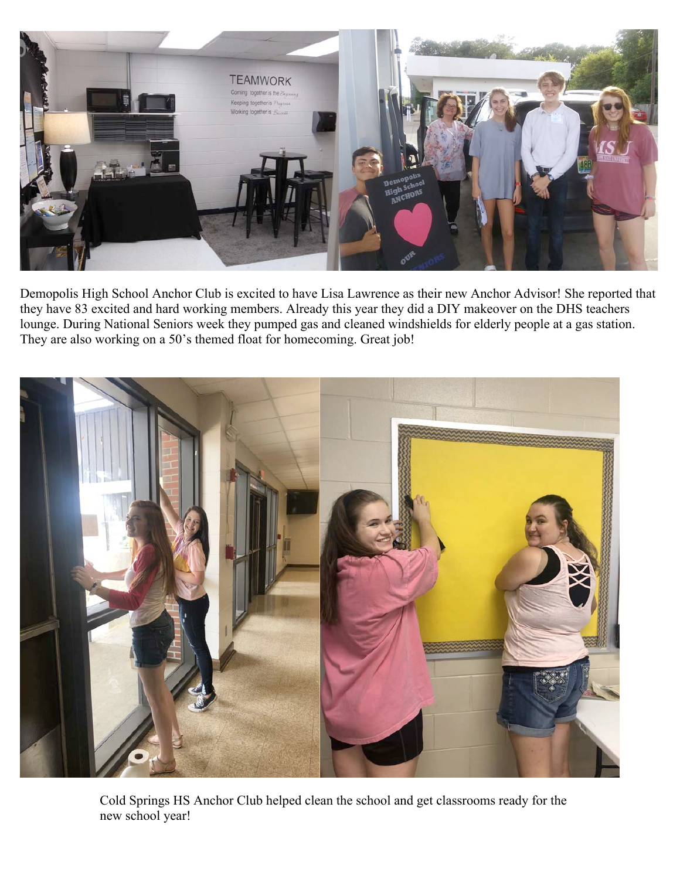Demopolis High School Anchor Club is excited to have Lisa Lawrence as their new Anchor Advisor! She reported that they have 83 excited and hard working members. Already this year they did a DIY makeover on the DHS teachers lounge. During National Seniors week they pumped gas and cleaned windshields for elderly people at a gas station. They are also working on a 50's themed float for homecoming. Great job!

Cold Springs HS Anchor Club helped clean the school and get classrooms ready for the new school year!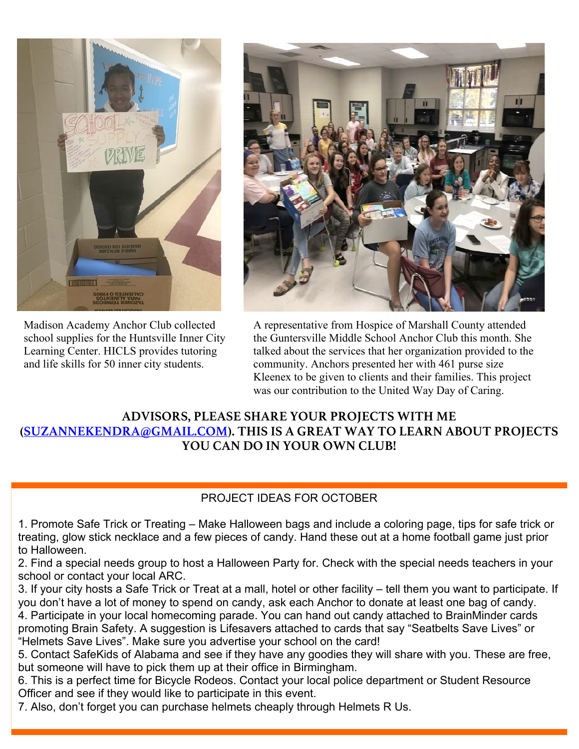Madison Academy Anchor Club collected school supplies for the Huntsville Inner City Learning Center. HICLS provides tutoring and life skills for 50 inner city students.

A representative from Hospice of Marshall County attended the Guntersville Middle School Anchor Club this month. She talked about the services that her organization provided to the community. Anchors presented her with 461 purse size Kleenex to be given to clients and their families. This project was our contribution to the United Way Day of Caring.

**ADVISORS, PLEASE SHARE YOUR PROJECTS WITH ME (SUZANNEKENDRA@GMAIL.COM). THIS IS A GREAT WAY TO LEARN ABOUT PROJECTS YOU CAN DO IN YOUR OWN CLUB!**

## PROJECT IDEAS FOR OCTOBER

1. Promote Safe Trick or Treating – Make Halloween bags and include a coloring page, tips for safe trick or treating, glow stick necklace and a few pieces of candy. Hand these out at a home football game just prior to Halloween.
2. Find a special needs group to host a Halloween Party for. Check with the special needs teachers in your school or contact your local ARC.
3. If your city hosts a Safe Trick or Treat at a mall, hotel or other facility – tell them you want to participate. If you don't have a lot of money to spend on candy, ask each Anchor to donate at least one bag of candy.
4. Participate in your local homecoming parade. You can hand out candy attached to BrainMinder cards promoting Brain Safety. A suggestion is Lifesavers attached to cards that say "Seatbelts Save Lives" or "Helmets Save Lives". Make sure you advertise your school on the card!
5. Contact SafeKids of Alabama and see if they have any goodies they will share with you. These are free, but someone will have to pick them up at their office in Birmingham.
6. This is a perfect time for Bicycle Rodeos. Contact your local police department or Student Resource Officer and see if they would like to participate in this event.
7. Also, don't forget you can purchase helmets cheaply through Helmets R Us.